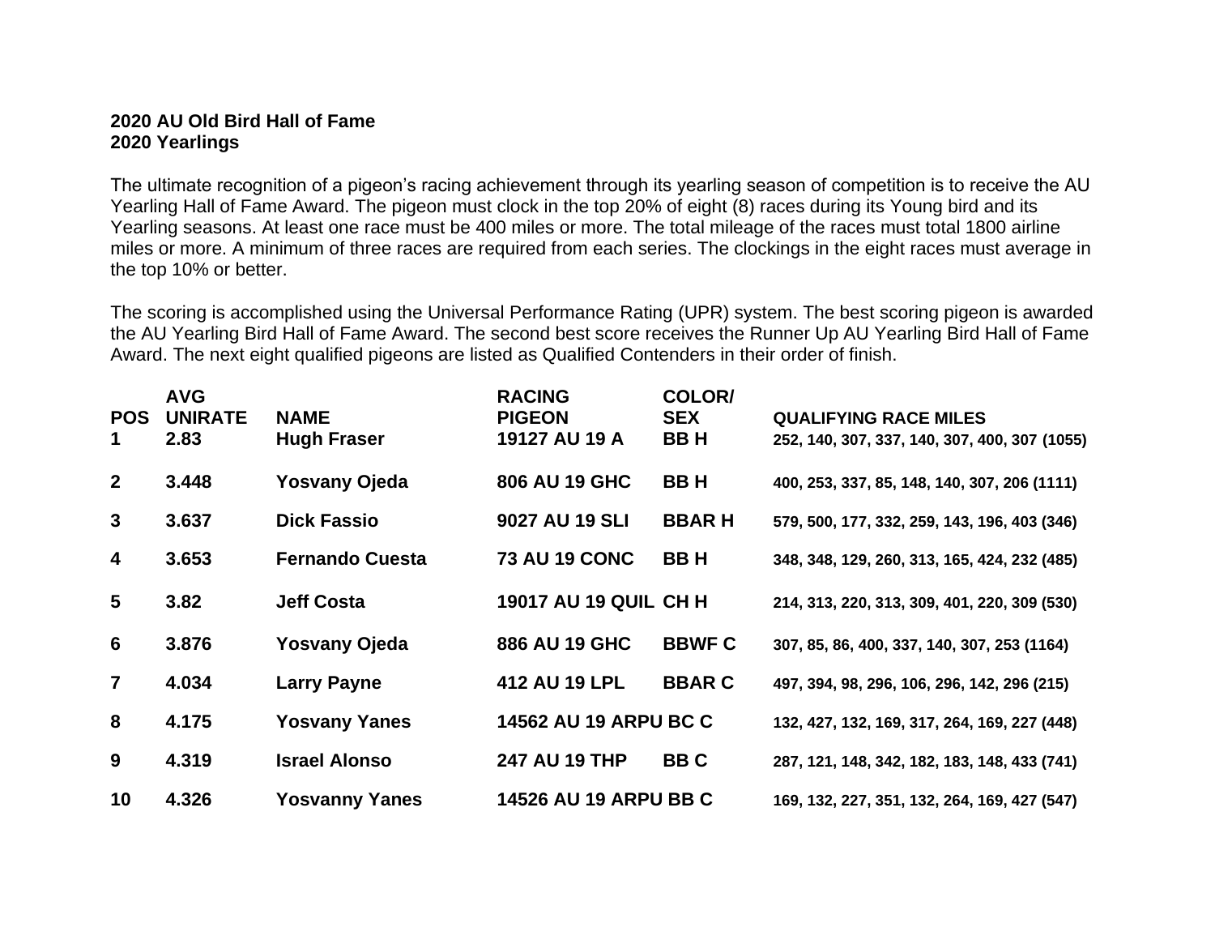**2020 AU Old Bird Hall of Fame**
**2020 Yearlings**

The ultimate recognition of a pigeon's racing achievement through its yearling season of competition is to receive the AU Yearling Hall of Fame Award. The pigeon must clock in the top 20% of eight (8) races during its Young bird and its Yearling seasons. At least one race must be 400 miles or more. The total mileage of the races must total 1800 airline miles or more. A minimum of three races are required from each series. The clockings in the eight races must average in the top 10% or better.

The scoring is accomplished using the Universal Performance Rating (UPR) system. The best scoring pigeon is awarded the AU Yearling Bird Hall of Fame Award. The second best score receives the Runner Up AU Yearling Bird Hall of Fame Award. The next eight qualified pigeons are listed as Qualified Contenders in their order of finish.

| POS | AVG UNIRATE | NAME | RACING PIGEON | COLOR/ SEX | QUALIFYING RACE MILES |
|---|---|---|---|---|---|
| 1 | 2.83 | Hugh Fraser | 19127 AU 19 A | BB H | 252, 140, 307, 337, 140, 307, 400, 307 (1055) |
| 2 | 3.448 | Yosvany Ojeda | 806 AU 19 GHC | BB H | 400, 253, 337, 85, 148, 140, 307, 206 (1111) |
| 3 | 3.637 | Dick Fassio | 9027 AU 19 SLI | BBAR H | 579, 500, 177, 332, 259, 143, 196, 403 (346) |
| 4 | 3.653 | Fernando Cuesta | 73 AU 19 CONC | BB H | 348, 348, 129, 260, 313, 165, 424, 232 (485) |
| 5 | 3.82 | Jeff Costa | 19017 AU 19 QUIL | CH H | 214, 313, 220, 313, 309, 401, 220, 309 (530) |
| 6 | 3.876 | Yosvany Ojeda | 886 AU 19 GHC | BBWF C | 307, 85, 86, 400, 337, 140, 307, 253 (1164) |
| 7 | 4.034 | Larry Payne | 412 AU 19 LPL | BBAR C | 497, 394, 98, 296, 106, 296, 142, 296 (215) |
| 8 | 4.175 | Yosvany Yanes | 14562 AU 19 ARPU | BC C | 132, 427, 132, 169, 317, 264, 169, 227 (448) |
| 9 | 4.319 | Israel Alonso | 247 AU 19 THP | BB C | 287, 121, 148, 342, 182, 183, 148, 433 (741) |
| 10 | 4.326 | Yosvanny Yanes | 14526 AU 19 ARPU | BB C | 169, 132, 227, 351, 132, 264, 169, 427 (547) |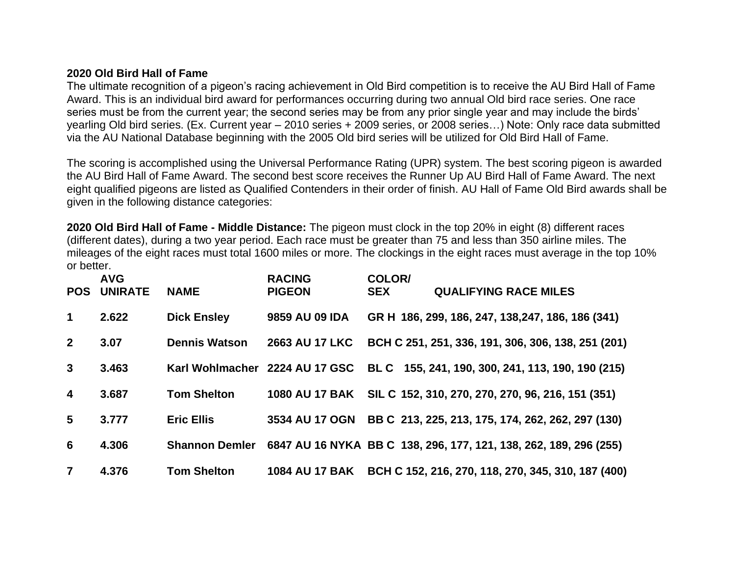**2020 Old Bird Hall of Fame**

The ultimate recognition of a pigeon's racing achievement in Old Bird competition is to receive the AU Bird Hall of Fame Award. This is an individual bird award for performances occurring during two annual Old bird race series. One race series must be from the current year; the second series may be from any prior single year and may include the birds' yearling Old bird series. (Ex. Current year – 2010 series + 2009 series, or 2008 series…) Note: Only race data submitted via the AU National Database beginning with the 2005 Old bird series will be utilized for Old Bird Hall of Fame.

The scoring is accomplished using the Universal Performance Rating (UPR) system. The best scoring pigeon is awarded the AU Bird Hall of Fame Award. The second best score receives the Runner Up AU Bird Hall of Fame Award. The next eight qualified pigeons are listed as Qualified Contenders in their order of finish. AU Hall of Fame Old Bird awards shall be given in the following distance categories:

**2020 Old Bird Hall of Fame - Middle Distance:** The pigeon must clock in the top 20% in eight (8) different races (different dates), during a two year period. Each race must be greater than 75 and less than 350 airline miles. The mileages of the eight races must total 1600 miles or more. The clockings in the eight races must average in the top 10% or better.

| POS | AVG UNIRATE | NAME | RACING PIGEON | COLOR/ SEX | QUALIFYING RACE MILES |
|---|---|---|---|---|---|
| 1 | 2.622 | Dick Ensley | 9859 AU 09 IDA | GR H | 186, 299, 186, 247, 138,247, 186, 186 (341) |
| 2 | 3.07 | Dennis Watson | 2663 AU 17 LKC | BCH C | 251, 251, 336, 191, 306, 306, 138, 251 (201) |
| 3 | 3.463 | Karl Wohlmacher | 2224 AU 17 GSC | BL C | 155, 241, 190, 300, 241, 113, 190, 190 (215) |
| 4 | 3.687 | Tom Shelton | 1080 AU 17 BAK | SIL C | 152, 310, 270, 270, 270, 96, 216, 151 (351) |
| 5 | 3.777 | Eric Ellis | 3534 AU 17 OGN | BB C | 213, 225, 213, 175, 174, 262, 262, 297 (130) |
| 6 | 4.306 | Shannon Demler | 6847 AU 16 NYKA | BB C | 138, 296, 177, 121, 138, 262, 189, 296 (255) |
| 7 | 4.376 | Tom Shelton | 1084 AU 17 BAK | BCH C | 152, 216, 270, 118, 270, 345, 310, 187 (400) |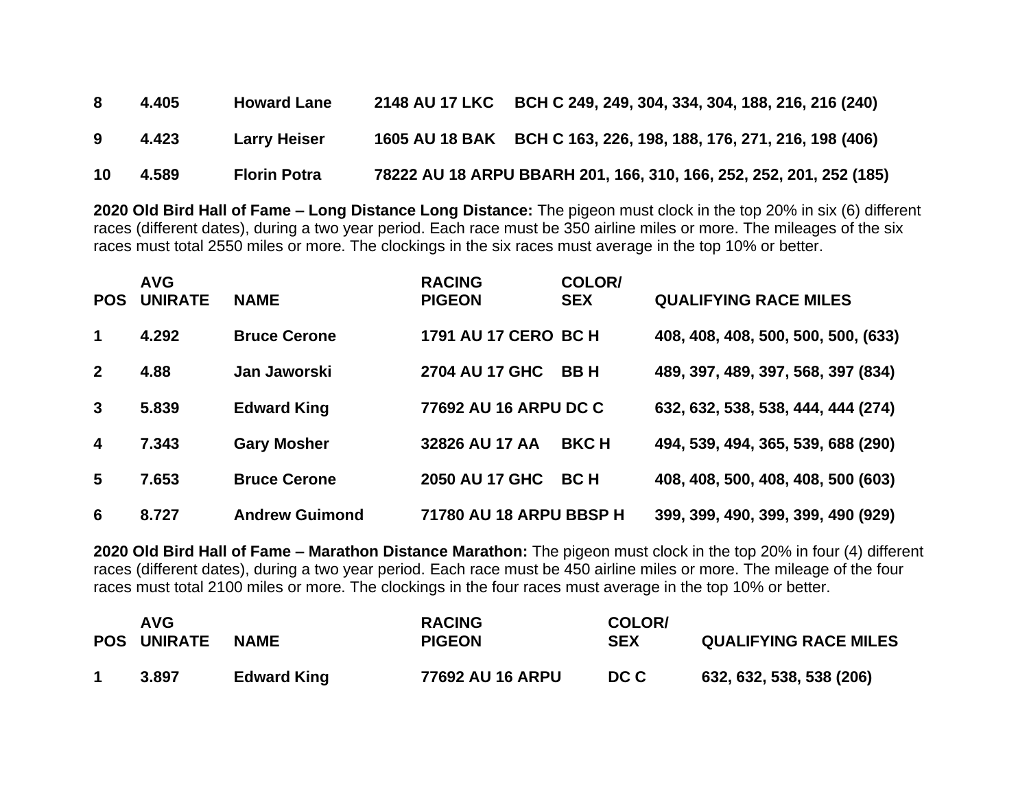| | | | | | |
|---|---|---|---|---|---|
| **8** | **4.405** | **Howard Lane** | **2148 AU 17 LKC** | **BCH C** | **249, 249, 304, 334, 304, 188, 216, 216 (240)** |
| **9** | **4.423** | **Larry Heiser** | **1605 AU 18 BAK** | **BCH C** | **163, 226, 198, 188, 176, 271, 216, 198 (406)** |
| **10** | **4.589** | **Florin Potra** | **78222 AU 18 ARPU** | **BBARH** | **201, 166, 310, 166, 252, 252, 201, 252 (185)** |

**2020 Old Bird Hall of Fame – Long Distance Long Distance:** The pigeon must clock in the top 20% in six (6) different races (different dates), during a two year period. Each race must be 350 airline miles or more. The mileages of the six races must total 2550 miles or more. The clockings in the six races must average in the top 10% or better.

| POS | AVG UNIRATE | NAME | RACING PIGEON | COLOR/ SEX | QUALIFYING RACE MILES |
|---|---|---|---|---|---|
| **1** | **4.292** | **Bruce Cerone** | **1791 AU 17 CERO** | **BC H** | **408, 408, 408, 500, 500, 500, (633)** |
| **2** | **4.88** | **Jan Jaworski** | **2704 AU 17 GHC** | **BB H** | **489, 397, 489, 397, 568, 397 (834)** |
| **3** | **5.839** | **Edward King** | **77692 AU 16 ARPU** | **DC C** | **632, 632, 538, 538, 444, 444 (274)** |
| **4** | **7.343** | **Gary Mosher** | **32826 AU 17 AA** | **BKC H** | **494, 539, 494, 365, 539, 688 (290)** |
| **5** | **7.653** | **Bruce Cerone** | **2050 AU 17 GHC** | **BC H** | **408, 408, 500, 408, 408, 500 (603)** |
| **6** | **8.727** | **Andrew Guimond** | **71780 AU 18 ARPU** | **BBSP H** | **399, 399, 490, 399, 399, 490 (929)** |

**2020 Old Bird Hall of Fame – Marathon Distance Marathon:** The pigeon must clock in the top 20% in four (4) different races (different dates), during a two year period. Each race must be 450 airline miles or more. The mileage of the four races must total 2100 miles or more. The clockings in the four races must average in the top 10% or better.

| POS | AVG UNIRATE | NAME | RACING PIGEON | COLOR/ SEX | QUALIFYING RACE MILES |
|---|---|---|---|---|---|
| **1** | **3.897** | **Edward King** | **77692 AU 16 ARPU** | **DC C** | **632, 632, 538, 538 (206)** |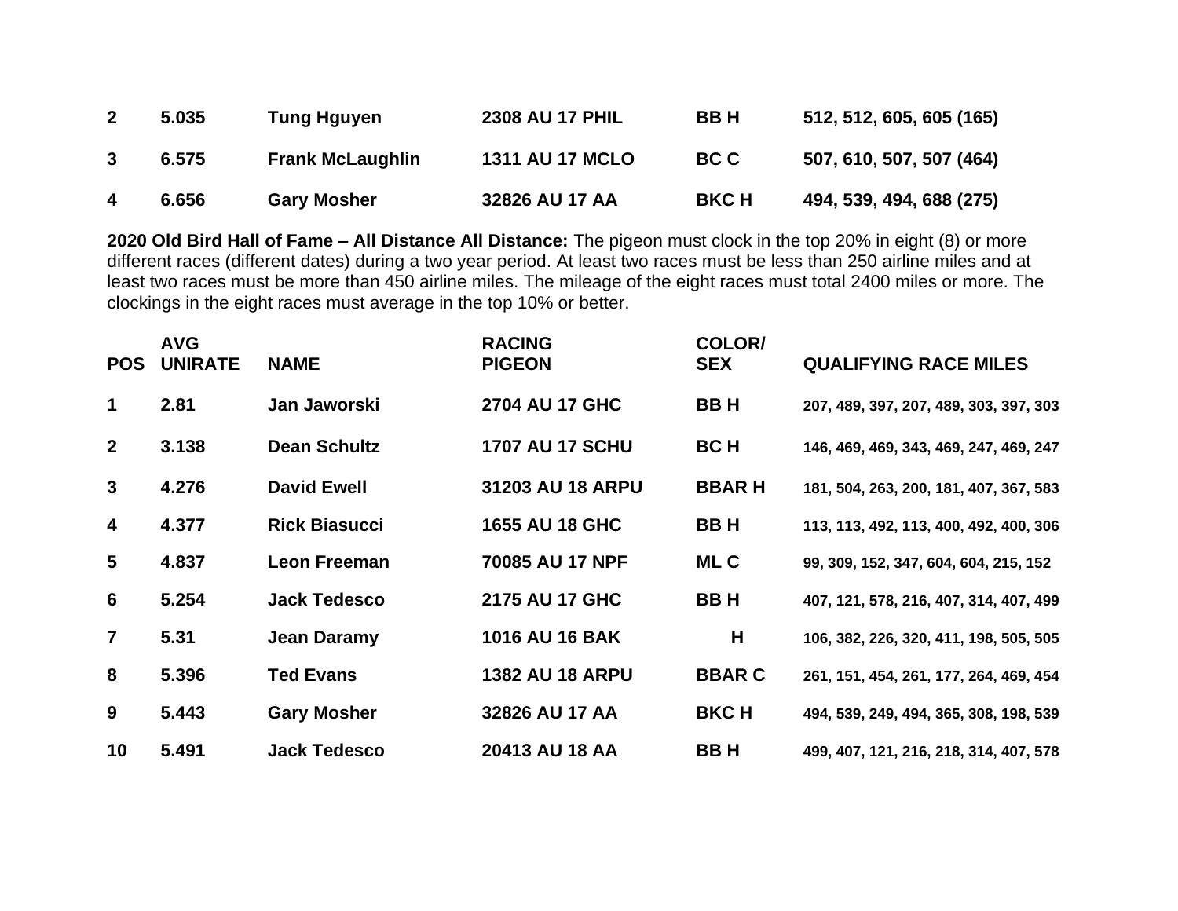| | | | | | |
|---|---|---|---|---|---|
| **2** | **5.035** | **Tung Hguyen** | **2308 AU 17 PHIL** | **BB H** | **512, 512, 605, 605 (165)** |
| **3** | **6.575** | **Frank McLaughlin** | **1311 AU 17 MCLO** | **BC C** | **507, 610, 507, 507 (464)** |
| **4** | **6.656** | **Gary Mosher** | **32826 AU 17 AA** | **BKC H** | **494, 539, 494, 688 (275)** |

**2020 Old Bird Hall of Fame – All Distance All Distance:** The pigeon must clock in the top 20% in eight (8) or more different races (different dates) during a two year period. At least two races must be less than 250 airline miles and at least two races must be more than 450 airline miles. The mileage of the eight races must total 2400 miles or more. The clockings in the eight races must average in the top 10% or better.

| POS | AVG UNIRATE | NAME | RACING PIGEON | COLOR/ SEX | QUALIFYING RACE MILES |
|---|---|---|---|---|---|
| **1** | **2.81** | **Jan Jaworski** | **2704 AU 17 GHC** | **BB H** | **207, 489, 397, 207, 489, 303, 397, 303** |
| **2** | **3.138** | **Dean Schultz** | **1707 AU 17 SCHU** | **BC H** | **146, 469, 469, 343, 469, 247, 469, 247** |
| **3** | **4.276** | **David Ewell** | **31203 AU 18 ARPU** | **BBAR H** | **181, 504, 263, 200, 181, 407, 367, 583** |
| **4** | **4.377** | **Rick Biasucci** | **1655 AU 18 GHC** | **BB H** | **113, 113, 492, 113, 400, 492, 400, 306** |
| **5** | **4.837** | **Leon Freeman** | **70085 AU 17 NPF** | **ML C** | **99, 309, 152, 347, 604, 604, 215, 152** |
| **6** | **5.254** | **Jack Tedesco** | **2175 AU 17 GHC** | **BB H** | **407, 121, 578, 216, 407, 314, 407, 499** |
| **7** | **5.31** | **Jean Daramy** | **1016 AU 16 BAK** | **H** | **106, 382, 226, 320, 411, 198, 505, 505** |
| **8** | **5.396** | **Ted Evans** | **1382 AU 18 ARPU** | **BBAR C** | **261, 151, 454, 261, 177, 264, 469, 454** |
| **9** | **5.443** | **Gary Mosher** | **32826 AU 17 AA** | **BKC H** | **494, 539, 249, 494, 365, 308, 198, 539** |
| **10** | **5.491** | **Jack Tedesco** | **20413 AU 18 AA** | **BB H** | **499, 407, 121, 216, 218, 314, 407, 578** |